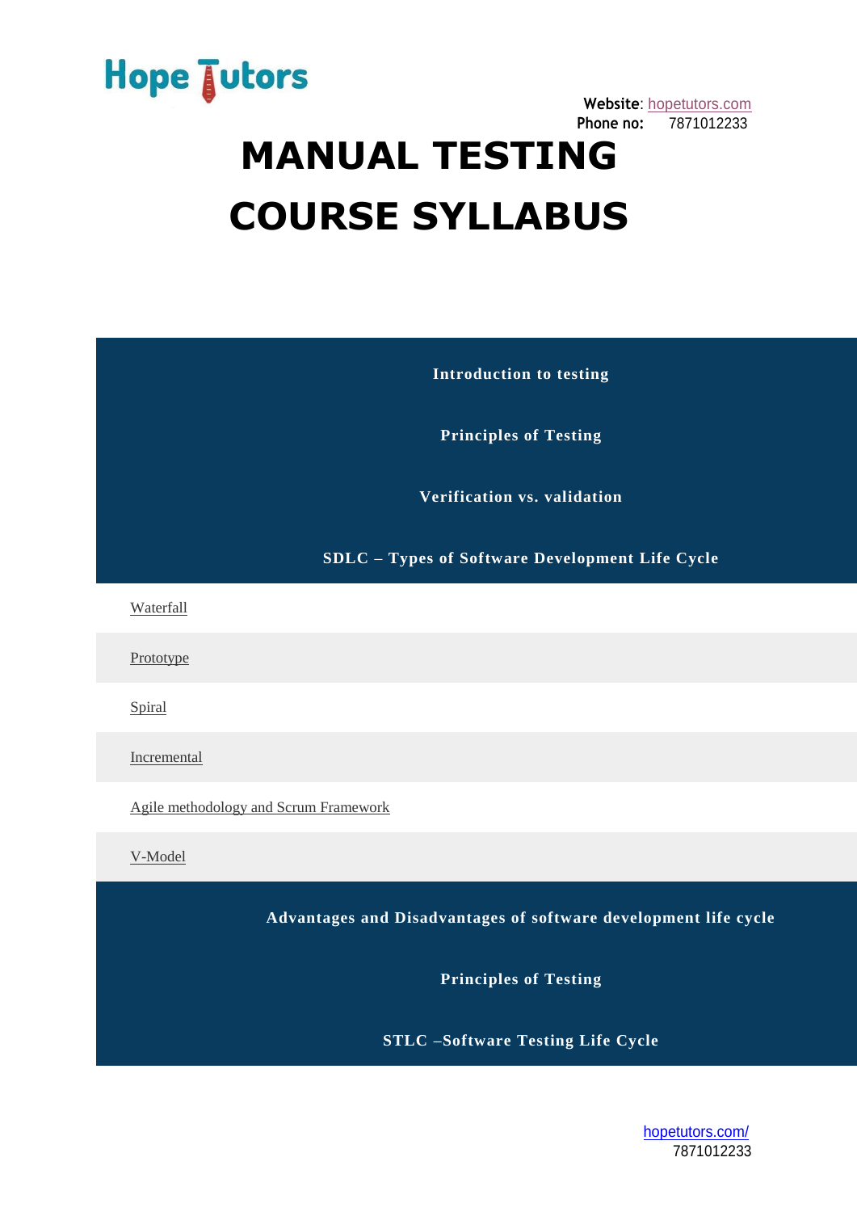Hope Tutors

**Website**: hopetutors.com
**Phone no:** 7871012233

# MANUAL TESTING COURSE SYLLABUS

**Introduction to testing**

**Principles of Testing**

**Verification vs. validation**

**SDLC – Types of Software Development Life Cycle**

- Waterfall
- Prototype
- Spiral
- Incremental
- Agile methodology and Scrum Framework
- V-Model

**Advantages and Disadvantages of software development life cycle**

**Principles of Testing**

**STLC –Software Testing Life Cycle**

hopetutors.com/
7871012233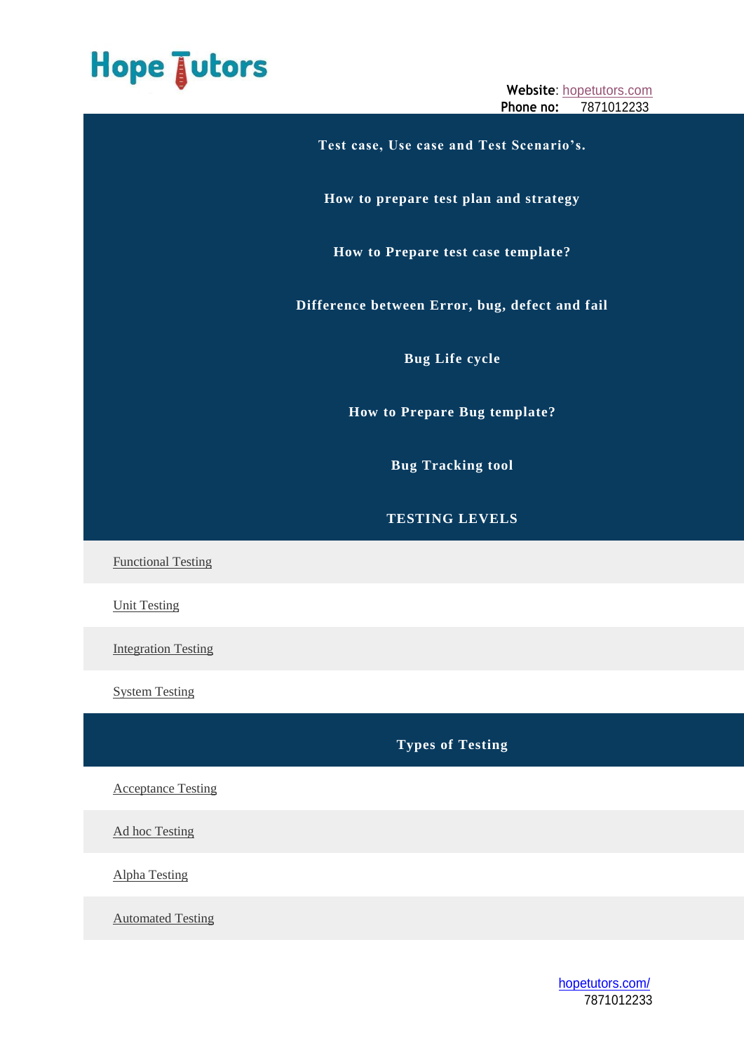Test case, Use case and Test Scenario’s.

How to prepare test plan and strategy

How to Prepare test case template?

Difference between Error, bug, defect and fail

Bug Life cycle

How to Prepare Bug template?

Bug Tracking tool

## TESTING LEVELS

Functional Testing

Unit Testing

Integration Testing

System Testing

## Types of Testing

Acceptance Testing

Ad hoc Testing

Alpha Testing

Automated Testing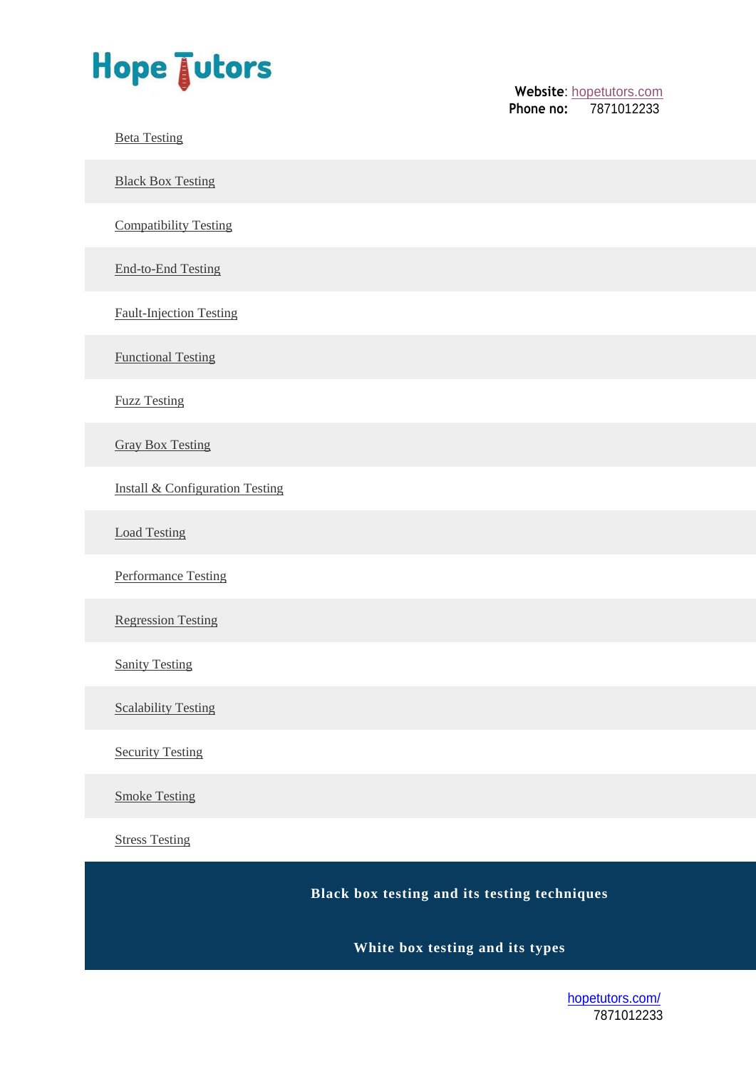- Beta Testing
- Black Box Testing
- Compatibility Testing
- End-to-End Testing
- Fault-Injection Testing
- Functional Testing
- Fuzz Testing
- Gray Box Testing
- Install & Configuration Testing
- Load Testing
- Performance Testing
- Regression Testing
- Sanity Testing
- Scalability Testing
- Security Testing
- Smoke Testing
- Stress Testing

**Black box testing and its testing techniques**

**White box testing and its types**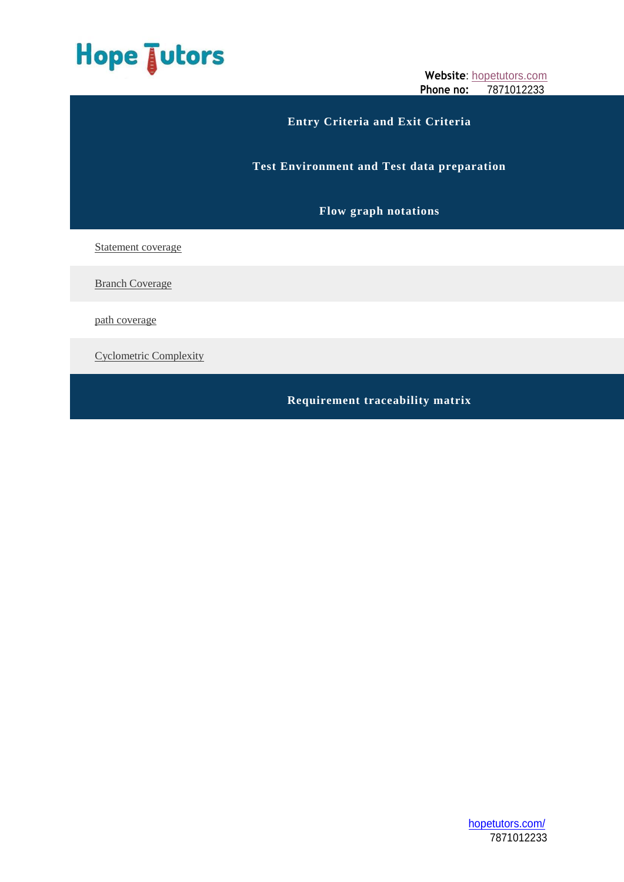**Entry Criteria and Exit Criteria**

**Test Environment and Test data preparation**

**Flow graph notations**

Statement coverage

Branch Coverage

path coverage

Cyclometric Complexity

**Requirement traceability matrix**